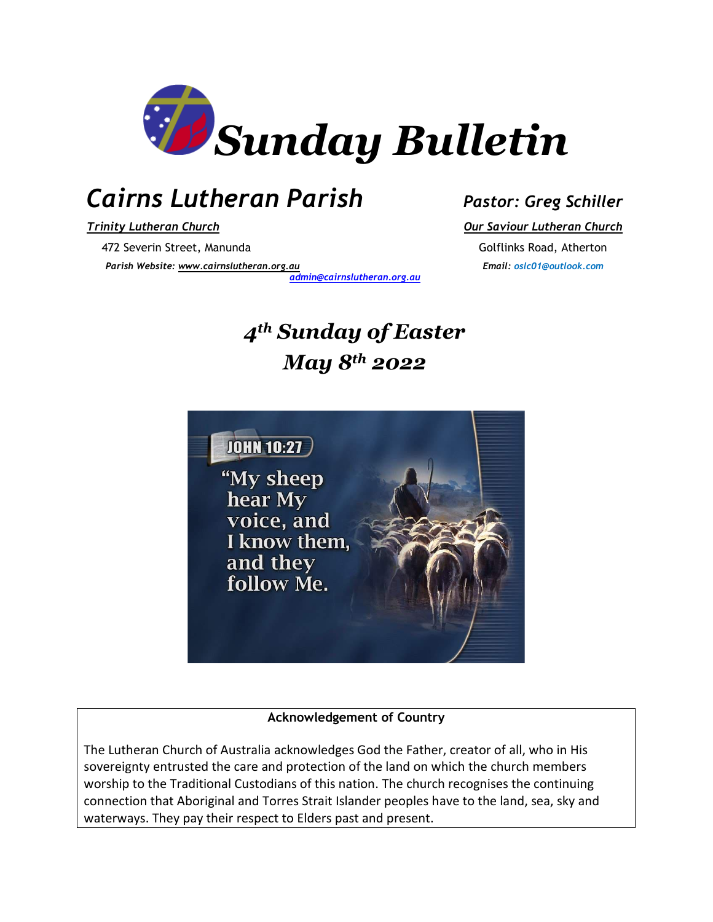# Sunday Bulletin

## Cairns Lutheran Parish

**Pastor: Greg Schiller**

**Trinity Lutheran Church**

472 Severin Street, Manunda

*Parish Website: www.cairnslutheran.org.au*

*admin@cairnslutheran.org.au*

**Our Saviour Lutheran Church**

Golflinks Road, Atherton

*Email: oslc01@outlook.com*

## *4th Sunday of Easter*
## *May 8th 2022*

JOHN 10:27

"My sheep hear My voice, and I know them, and they follow Me.

**Acknowledgement of Country**

The Lutheran Church of Australia acknowledges God the Father, creator of all, who in His sovereignty entrusted the care and protection of the land on which the church members worship to the Traditional Custodians of this nation. The church recognises the continuing connection that Aboriginal and Torres Strait Islander peoples have to the land, sea, sky and waterways. They pay their respect to Elders past and present.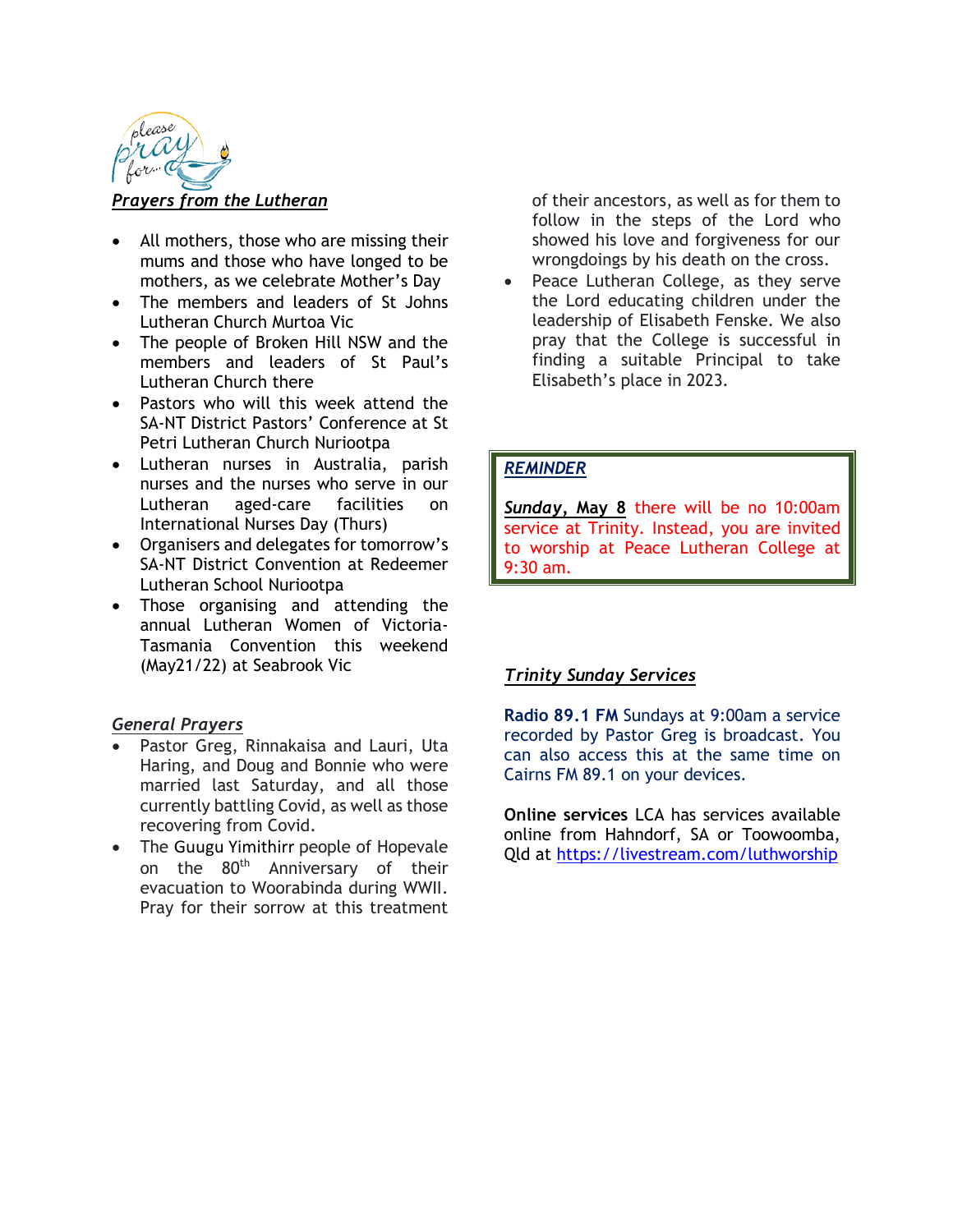***Prayers from the Lutheran***

- All mothers, those who are missing their mums and those who have longed to be mothers, as we celebrate Mother's Day
- The members and leaders of St Johns Lutheran Church Murtoa Vic
- The people of Broken Hill NSW and the members and leaders of St Paul's Lutheran Church there
- Pastors who will this week attend the SA-NT District Pastors' Conference at St Petri Lutheran Church Nuriootpa
- Lutheran nurses in Australia, parish nurses and the nurses who serve in our Lutheran aged-care facilities on International Nurses Day (Thurs)
- Organisers and delegates for tomorrow's SA-NT District Convention at Redeemer Lutheran School Nuriootpa
- Those organising and attending the annual Lutheran Women of Victoria-Tasmania Convention this weekend (May21/22) at Seabrook Vic

***General Prayers***

- Pastor Greg, Rinnakaisa and Lauri, Uta Haring, and Doug and Bonnie who were married last Saturday, and all those currently battling Covid, as well as those recovering from Covid.
- The Guugu Yimithirr people of Hopevale on the 80th Anniversary of their evacuation to Woorabinda during WWII. Pray for their sorrow at this treatment of their ancestors, as well as for them to follow in the steps of the Lord who showed his love and forgiveness for our wrongdoings by his death on the cross.
- Peace Lutheran College, as they serve the Lord educating children under the leadership of Elisabeth Fenske. We also pray that the College is successful in finding a suitable Principal to take Elisabeth's place in 2023.

***REMINDER***

***Sunday, May 8*** there will be no 10:00am service at Trinity. Instead, you are invited to worship at Peace Lutheran College at 9:30 am.

***Trinity Sunday Services***

**Radio 89.1 FM** Sundays at 9:00am a service recorded by Pastor Greg is broadcast. You can also access this at the same time on Cairns FM 89.1 on your devices.

**Online services** LCA has services available online from Hahndorf, SA or Toowoomba, Qld at https://livestream.com/luthworship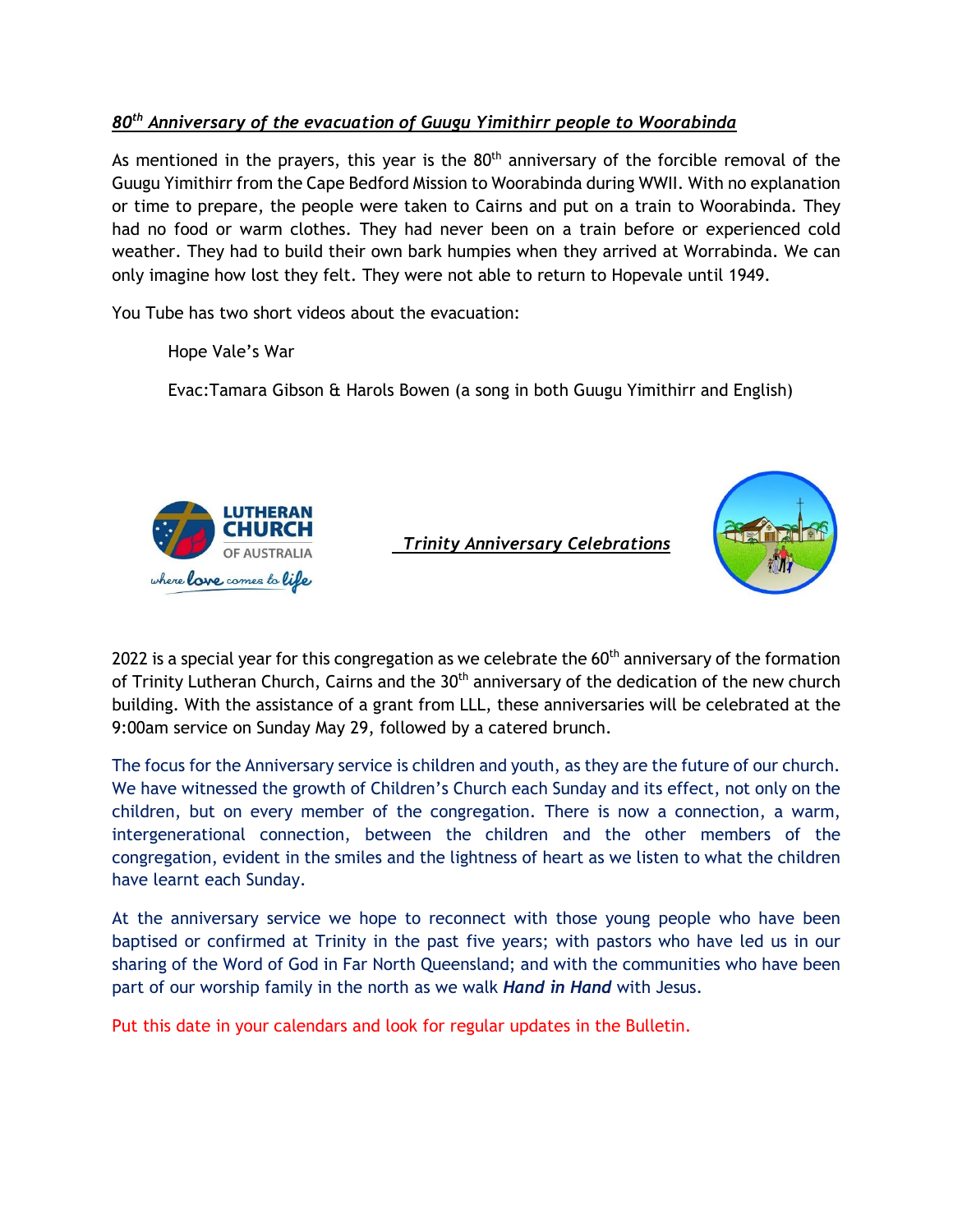***80th Anniversary of the evacuation of Guugu Yimithirr people to Woorabinda***

As mentioned in the prayers, this year is the 80th anniversary of the forcible removal of the Guugu Yimithirr from the Cape Bedford Mission to Woorabinda during WWII. With no explanation or time to prepare, the people were taken to Cairns and put on a train to Woorabinda. They had no food or warm clothes. They had never been on a train before or experienced cold weather. They had to build their own bark humpies when they arrived at Worrabinda. We can only imagine how lost they felt. They were not able to return to Hopevale until 1949.

You Tube has two short videos about the evacuation:

Hope Vale's War

Evac:Tamara Gibson & Harols Bowen (a song in both Guugu Yimithirr and English)

LUTHERAN CHURCH OF AUSTRALIA

*where love comes to life*

***Trinity Anniversary Celebrations***

2022 is a special year for this congregation as we celebrate the 60th anniversary of the formation of Trinity Lutheran Church, Cairns and the 30th anniversary of the dedication of the new church building. With the assistance of a grant from LLL, these anniversaries will be celebrated at the 9:00am service on Sunday May 29, followed by a catered brunch.

The focus for the Anniversary service is children and youth, as they are the future of our church. We have witnessed the growth of Children's Church each Sunday and its effect, not only on the children, but on every member of the congregation. There is now a connection, a warm, intergenerational connection, between the children and the other members of the congregation, evident in the smiles and the lightness of heart as we listen to what the children have learnt each Sunday.

At the anniversary service we hope to reconnect with those young people who have been baptised or confirmed at Trinity in the past five years; with pastors who have led us in our sharing of the Word of God in Far North Queensland; and with the communities who have been part of our worship family in the north as we walk ***Hand in Hand*** with Jesus.

Put this date in your calendars and look for regular updates in the Bulletin.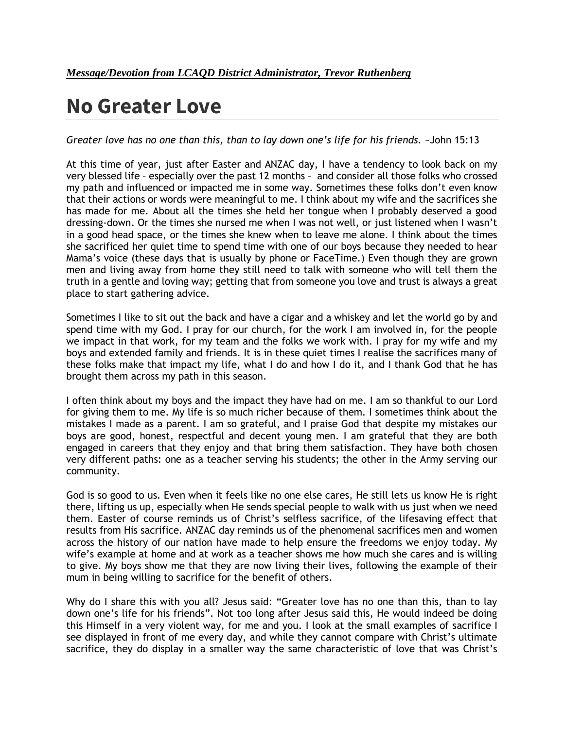***Message/Devotion from LCAQD District Administrator, Trevor Ruthenberg***

# No Greater Love

*Greater love has no one than this, than to lay down one's life for his friends.* ~John 15:13

At this time of year, just after Easter and ANZAC day, I have a tendency to look back on my very blessed life – especially over the past 12 months – and consider all those folks who crossed my path and influenced or impacted me in some way. Sometimes these folks don't even know that their actions or words were meaningful to me. I think about my wife and the sacrifices she has made for me. About all the times she held her tongue when I probably deserved a good dressing-down. Or the times she nursed me when I was not well, or just listened when I wasn't in a good head space, or the times she knew when to leave me alone. I think about the times she sacrificed her quiet time to spend time with one of our boys because they needed to hear Mama's voice (these days that is usually by phone or FaceTime.) Even though they are grown men and living away from home they still need to talk with someone who will tell them the truth in a gentle and loving way; getting that from someone you love and trust is always a great place to start gathering advice.

Sometimes I like to sit out the back and have a cigar and a whiskey and let the world go by and spend time with my God. I pray for our church, for the work I am involved in, for the people we impact in that work, for my team and the folks we work with. I pray for my wife and my boys and extended family and friends. It is in these quiet times I realise the sacrifices many of these folks make that impact my life, what I do and how I do it, and I thank God that he has brought them across my path in this season.

I often think about my boys and the impact they have had on me. I am so thankful to our Lord for giving them to me. My life is so much richer because of them. I sometimes think about the mistakes I made as a parent. I am so grateful, and I praise God that despite my mistakes our boys are good, honest, respectful and decent young men. I am grateful that they are both engaged in careers that they enjoy and that bring them satisfaction. They have both chosen very different paths: one as a teacher serving his students; the other in the Army serving our community.

God is so good to us. Even when it feels like no one else cares, He still lets us know He is right there, lifting us up, especially when He sends special people to walk with us just when we need them. Easter of course reminds us of Christ's selfless sacrifice, of the lifesaving effect that results from His sacrifice. ANZAC day reminds us of the phenomenal sacrifices men and women across the history of our nation have made to help ensure the freedoms we enjoy today. My wife's example at home and at work as a teacher shows me how much she cares and is willing to give. My boys show me that they are now living their lives, following the example of their mum in being willing to sacrifice for the benefit of others.

Why do I share this with you all? Jesus said: "Greater love has no one than this, than to lay down one's life for his friends". Not too long after Jesus said this, He would indeed be doing this Himself in a very violent way, for me and you. I look at the small examples of sacrifice I see displayed in front of me every day, and while they cannot compare with Christ's ultimate sacrifice, they do display in a smaller way the same characteristic of love that was Christ's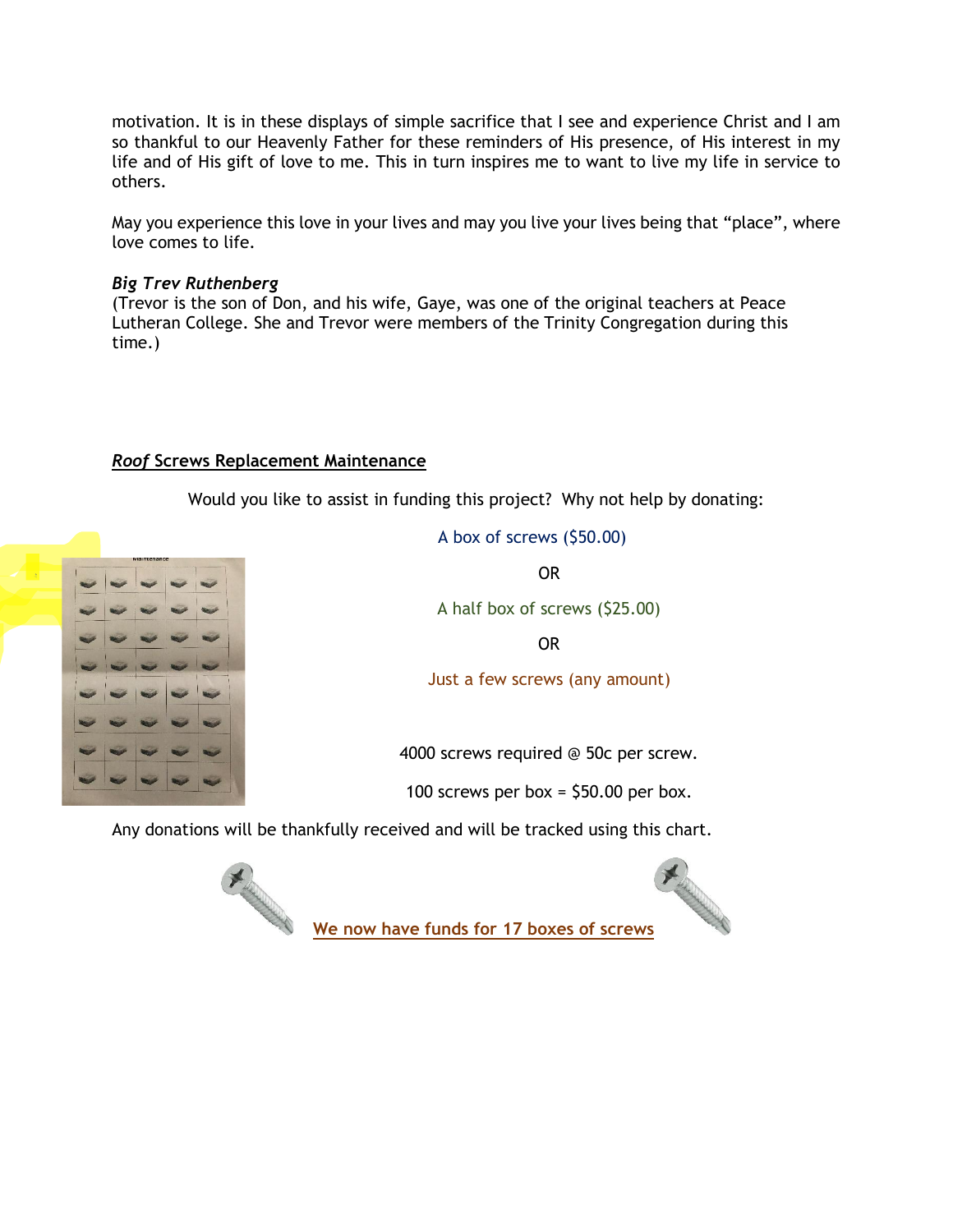motivation. It is in these displays of simple sacrifice that I see and experience Christ and I am so thankful to our Heavenly Father for these reminders of His presence, of His interest in my life and of His gift of love to me. This in turn inspires me to want to live my life in service to others.

May you experience this love in your lives and may you live your lives being that "place", where love comes to life.

***Big Trev Ruthenberg***
(Trevor is the son of Don, and his wife, Gaye, was one of the original teachers at Peace Lutheran College. She and Trevor were members of the Trinity Congregation during this time.)

## ***Roof* Screws Replacement Maintenance**

Would you like to assist in funding this project? Why not help by donating:

A box of screws ($50.00)

OR

A half box of screws ($25.00)

OR

Just a few screws (any amount)

4000 screws required @ 50c per screw.

100 screws per box = $50.00 per box.

Any donations will be thankfully received and will be tracked using this chart.

**We now have funds for 17 boxes of screws**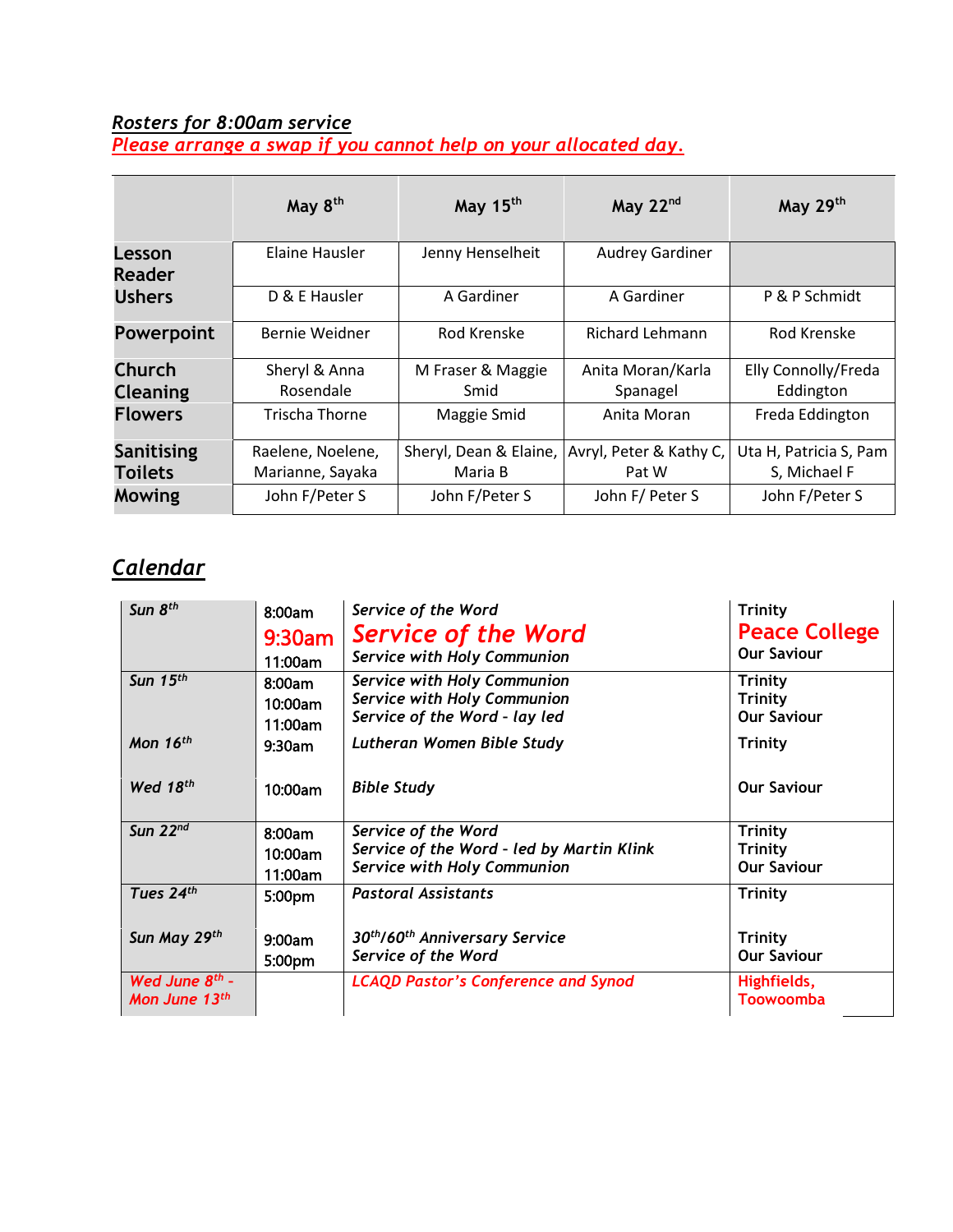***Rosters for 8:00am service***

***Please arrange a swap if you cannot help on your allocated day.***

| | May 8th | May 15th | May 22nd | May 29th |
|---|---|---|---|---|
| Lesson Reader | Elaine Hausler | Jenny Henselheit | Audrey Gardiner | |
| Ushers | D & E Hausler | A Gardiner | A Gardiner | P & P Schmidt |
| Powerpoint | Bernie Weidner | Rod Krenske | Richard Lehmann | Rod Krenske |
| Church Cleaning | Sheryl & Anna Rosendale | M Fraser & Maggie Smid | Anita Moran/Karla Spanagel | Elly Connolly/Freda Eddington |
| Flowers | Trischa Thorne | Maggie Smid | Anita Moran | Freda Eddington |
| Sanitising Toilets | Raelene, Noelene, Marianne, Sayaka | Sheryl, Dean & Elaine, Maria B | Avryl, Peter & Kathy C, Pat W | Uta H, Patricia S, Pam S, Michael F |
| Mowing | John F/Peter S | John F/Peter S | John F/ Peter S | John F/Peter S |

## *Calendar*

| | | | |
|---|---|---|---|
| *Sun 8th* | 8:00am<br>9:30am<br>11:00am | *Service of the Word*<br>*Service of the Word*<br>*Service with Holy Communion* | Trinity<br>Peace College<br>Our Saviour |
| *Sun 15th* | 8:00am<br>10:00am<br>11:00am | *Service with Holy Communion*<br>*Service with Holy Communion*<br>*Service of the Word - lay led* | Trinity<br>Trinity<br>Our Saviour |
| *Mon 16th* | 9:30am | *Lutheran Women Bible Study* | Trinity |
| *Wed 18th* | 10:00am | *Bible Study* | Our Saviour |
| *Sun 22nd* | 8:00am<br>10:00am<br>11:00am | *Service of the Word*<br>*Service of the Word - led by Martin Klink*<br>*Service with Holy Communion* | Trinity<br>Trinity<br>Our Saviour |
| *Tues 24th* | 5:00pm | *Pastoral Assistants* | Trinity |
| *Sun May 29th* | 9:00am<br>5:00pm | *30th/60th Anniversary Service*<br>*Service of the Word* | Trinity<br>Our Saviour |
| *Wed June 8th - Mon June 13th* | | *LCAQD Pastor's Conference and Synod* | Highfields, Toowoomba |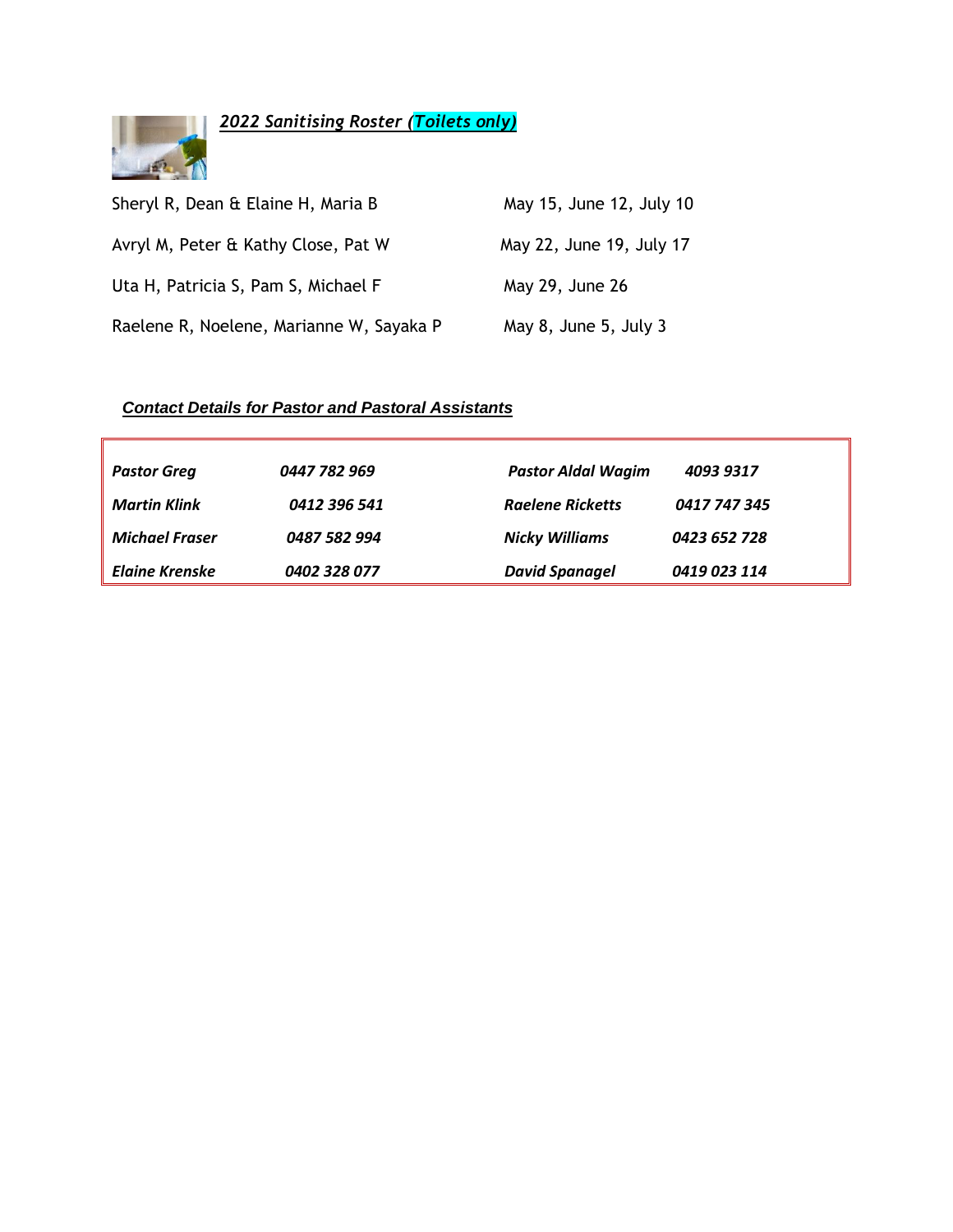## ***2022 Sanitising Roster (Toilets only)***

| | |
|---|---|
| Sheryl R, Dean & Elaine H, Maria B | May 15, June 12, July 10 |
| Avryl M, Peter & Kathy Close, Pat W | May 22, June 19, July 17 |
| Uta H, Patricia S, Pam S, Michael F | May 29, June 26 |
| Raelene R, Noelene, Marianne W, Sayaka P | May 8, June 5, July 3 |

## ***Contact Details for Pastor and Pastoral Assistants***

| | | | |
|---|---|---|---|
| ***Pastor Greg*** | ***0447 782 969*** | ***Pastor Aldal Wagim*** | ***4093 9317*** |
| ***Martin Klink*** | ***0412 396 541*** | ***Raelene Ricketts*** | ***0417 747 345*** |
| ***Michael Fraser*** | ***0487 582 994*** | ***Nicky Williams*** | ***0423 652 728*** |
| ***Elaine Krenske*** | ***0402 328 077*** | ***David Spanagel*** | ***0419 023 114*** |